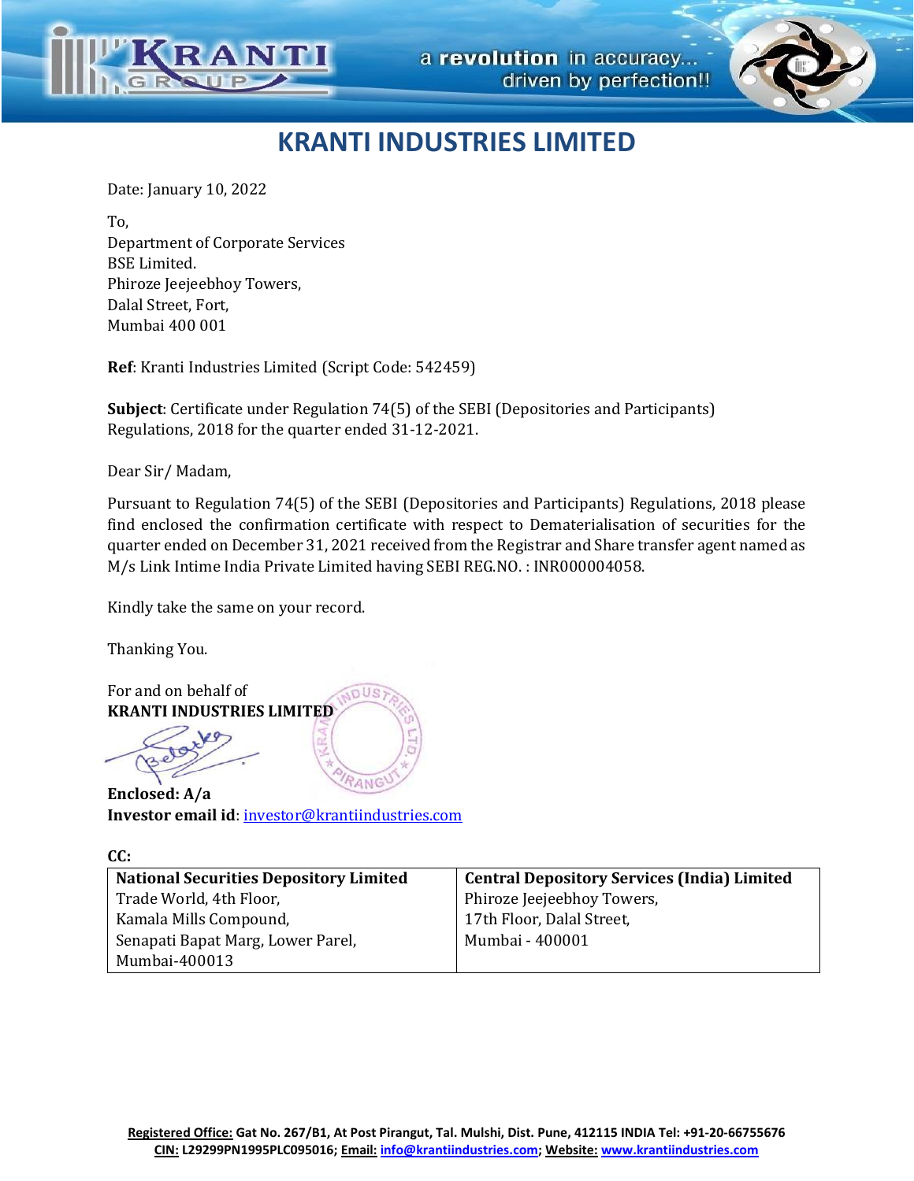# KRANTI INDUSTRIES LIMITED

Date: January 10, 2022

To,
Department of Corporate Services
BSE Limited.
Phiroze Jeejeebhoy Towers,
Dalal Street, Fort,
Mumbai 400 001

**Ref**: Kranti Industries Limited (Script Code: 542459)

**Subject**: Certificate under Regulation 74(5) of the SEBI (Depositories and Participants) Regulations, 2018 for the quarter ended 31-12-2021.

Dear Sir/ Madam,

Pursuant to Regulation 74(5) of the SEBI (Depositories and Participants) Regulations, 2018 please find enclosed the confirmation certificate with respect to Dematerialisation of securities for the quarter ended on December 31, 2021 received from the Registrar and Share transfer agent named as M/s Link Intime India Private Limited having SEBI REG.NO. : INR000004058.

Kindly take the same on your record.

Thanking You.

For and on behalf of
**KRANTI INDUSTRIES LIMITED**

**Enclosed: A/a**
**Investor email id**: investor@krantiindustries.com

**CC:**

| **National Securities Depository Limited** | **Central Depository Services (India) Limited** |
|---|---|
| Trade World, 4th Floor,<br>Kamala Mills Compound,<br>Senapati Bapat Marg, Lower Parel,<br>Mumbai-400013 | Phiroze Jeejeebhoy Towers,<br>17th Floor, Dalal Street,<br>Mumbai - 400001 |

**Registered Office:** Gat No. 267/B1, At Post Pirangut, Tal. Mulshi, Dist. Pune, 412115 INDIA Tel: +91-20-66755676
**CIN:** L29299PN1995PLC095016; **Email:** info@krantiindustries.com; **Website:** www.krantiindustries.com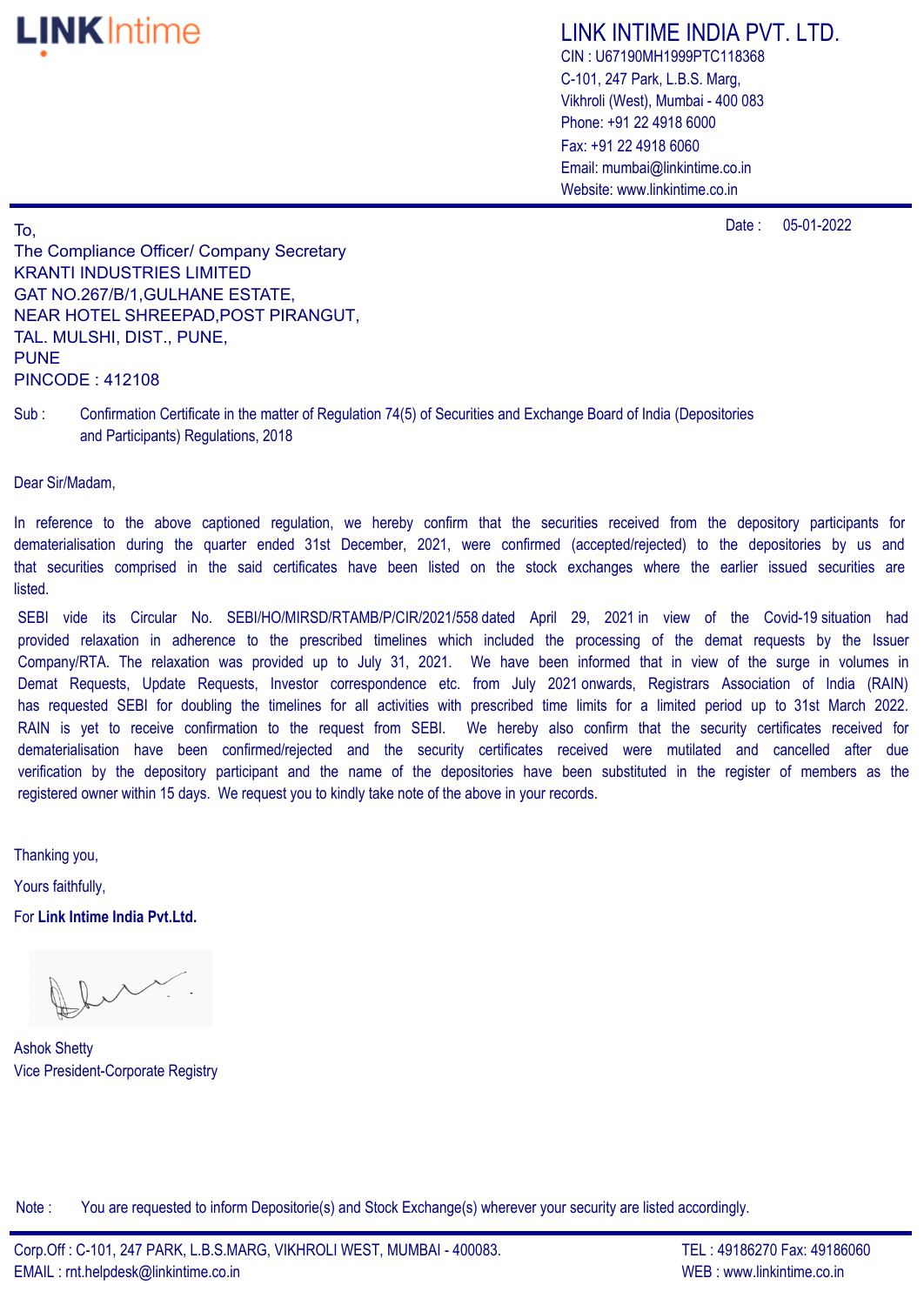# LINK INTIME INDIA PVT. LTD.

CIN : U67190MH1999PTC118368
C-101, 247 Park, L.B.S. Marg,
Vikhroli (West), Mumbai - 400 083
Phone: +91 22 4918 6000
Fax: +91 22 4918 6060
Email: mumbai@linkintime.co.in
Website: www.linkintime.co.in

Date : 05-01-2022

To,
The Compliance Officer/ Company Secretary
KRANTI INDUSTRIES LIMITED
GAT NO.267/B/1,GULHANE ESTATE,
NEAR HOTEL SHREEPAD,POST PIRANGUT,
TAL. MULSHI, DIST., PUNE,
PUNE
PINCODE : 412108

Sub : Confirmation Certificate in the matter of Regulation 74(5) of Securities and Exchange Board of India (Depositories and Participants) Regulations, 2018

Dear Sir/Madam,

In reference to the above captioned regulation, we hereby confirm that the securities received from the depository participants for dematerialisation during the quarter ended 31st December, 2021, were confirmed (accepted/rejected) to the depositories by us and that securities comprised in the said certificates have been listed on the stock exchanges where the earlier issued securities are listed.

SEBI vide its Circular No. SEBI/HO/MIRSD/RTAMB/P/CIR/2021/558 dated April 29, 2021 in view of the Covid-19 situation had provided relaxation in adherence to the prescribed timelines which included the processing of the demat requests by the Issuer Company/RTA. The relaxation was provided up to July 31, 2021. We have been informed that in view of the surge in volumes in Demat Requests, Update Requests, Investor correspondence etc. from July 2021 onwards, Registrars Association of India (RAIN) has requested SEBI for doubling the timelines for all activities with prescribed time limits for a limited period up to 31st March 2022. RAIN is yet to receive confirmation to the request from SEBI. We hereby also confirm that the security certificates received for dematerialisation have been confirmed/rejected and the security certificates received were mutilated and cancelled after due verification by the depository participant and the name of the depositories have been substituted in the register of members as the registered owner within 15 days. We request you to kindly take note of the above in your records.

Thanking you,

Yours faithfully,

For **Link Intime India Pvt.Ltd.**

Ashok Shetty
Vice President-Corporate Registry

Note : You are requested to inform Depositorie(s) and Stock Exchange(s) wherever your security are listed accordingly.

Corp.Off : C-101, 247 PARK, L.B.S.MARG, VIKHROLI WEST, MUMBAI - 400083.
EMAIL : rnt.helpdesk@linkintime.co.in
TEL : 49186270 Fax: 49186060
WEB : www.linkintime.co.in